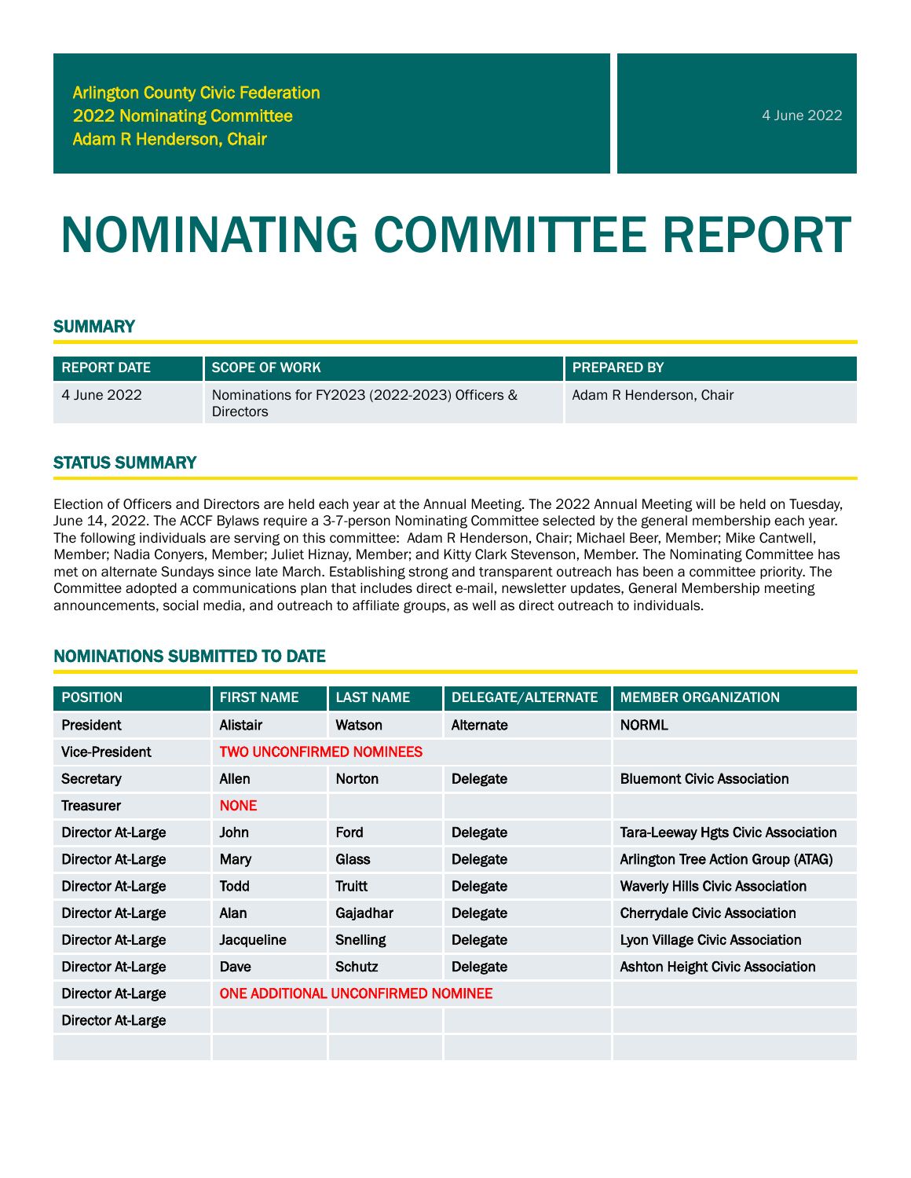Arlington County Civic Federation
2022 Nominating Committee
Adam R Henderson, Chair

4 June 2022

# NOMINATING COMMITTEE REPORT

## SUMMARY

| REPORT DATE | SCOPE OF WORK | PREPARED BY |
| --- | --- | --- |
| 4 June 2022 | Nominations for FY2023 (2022-2023) Officers & Directors | Adam R Henderson, Chair |

## STATUS SUMMARY

Election of Officers and Directors are held each year at the Annual Meeting. The 2022 Annual Meeting will be held on Tuesday, June 14, 2022. The ACCF Bylaws require a 3-7-person Nominating Committee selected by the general membership each year. The following individuals are serving on this committee: Adam R Henderson, Chair; Michael Beer, Member; Mike Cantwell, Member; Nadia Conyers, Member; Juliet Hiznay, Member; and Kitty Clark Stevenson, Member. The Nominating Committee has met on alternate Sundays since late March. Establishing strong and transparent outreach has been a committee priority. The Committee adopted a communications plan that includes direct e-mail, newsletter updates, General Membership meeting announcements, social media, and outreach to affiliate groups, as well as direct outreach to individuals.

## NOMINATIONS SUBMITTED TO DATE

| POSITION | FIRST NAME | LAST NAME | DELEGATE/ALTERNATE | MEMBER ORGANIZATION |
| --- | --- | --- | --- | --- |
| President | Alistair | Watson | Alternate | NORML |
| Vice-President | TWO UNCONFIRMED NOMINEES | | | |
| Secretary | Allen | Norton | Delegate | Bluemont Civic Association |
| Treasurer | NONE | | | |
| Director At-Large | John | Ford | Delegate | Tara-Leeway Hgts Civic Association |
| Director At-Large | Mary | Glass | Delegate | Arlington Tree Action Group (ATAG) |
| Director At-Large | Todd | Truitt | Delegate | Waverly Hills Civic Association |
| Director At-Large | Alan | Gajadhar | Delegate | Cherrydale Civic Association |
| Director At-Large | Jacqueline | Snelling | Delegate | Lyon Village Civic Association |
| Director At-Large | Dave | Schutz | Delegate | Ashton Height Civic Association |
| Director At-Large | ONE ADDITIONAL UNCONFIRMED NOMINEE | | | |
| Director At-Large | | | | |
| | | | | |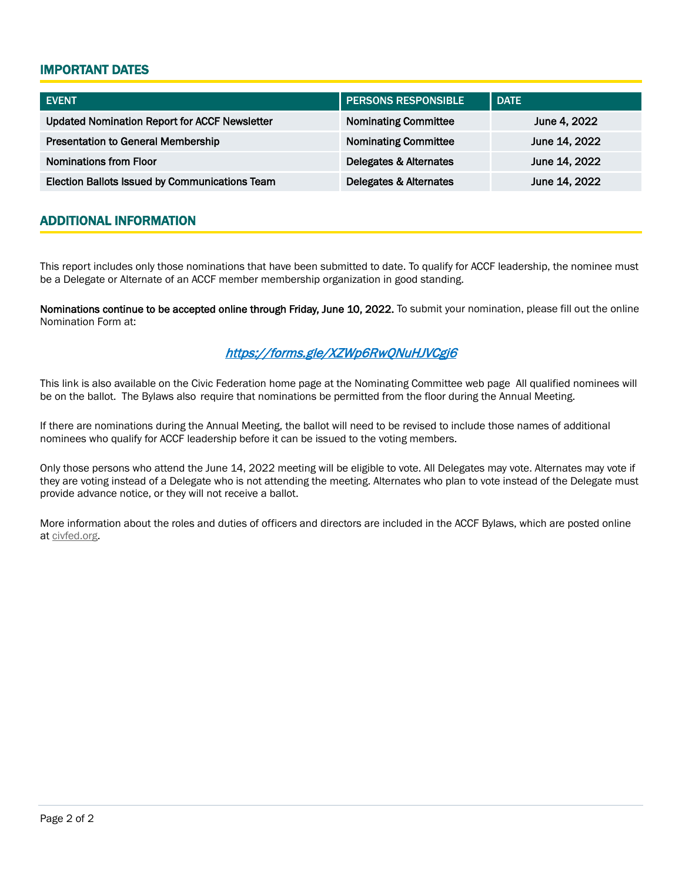## IMPORTANT DATES

| EVENT | PERSONS RESPONSIBLE | DATE |
| --- | --- | --- |
| Updated Nomination Report for ACCF Newsletter | Nominating Committee | June 4, 2022 |
| Presentation to General Membership | Nominating Committee | June 14, 2022 |
| Nominations from Floor | Delegates & Alternates | June 14, 2022 |
| Election Ballots Issued by Communications Team | Delegates & Alternates | June 14, 2022 |

## ADDITIONAL INFORMATION

This report includes only those nominations that have been submitted to date. To qualify for ACCF leadership, the nominee must be a Delegate or Alternate of an ACCF member membership organization in good standing.

**Nominations continue to be accepted online through Friday, June 10, 2022.** To submit your nomination, please fill out the online Nomination Form at:

*https://forms.gle/XZWp6RwQNuHJVCgj6*

This link is also available on the Civic Federation home page at the Nominating Committee web page All qualified nominees will be on the ballot. The Bylaws also require that nominations be permitted from the floor during the Annual Meeting.

If there are nominations during the Annual Meeting, the ballot will need to be revised to include those names of additional nominees who qualify for ACCF leadership before it can be issued to the voting members.

Only those persons who attend the June 14, 2022 meeting will be eligible to vote. All Delegates may vote. Alternates may vote if they are voting instead of a Delegate who is not attending the meeting. Alternates who plan to vote instead of the Delegate must provide advance notice, or they will not receive a ballot.

More information about the roles and duties of officers and directors are included in the ACCF Bylaws, which are posted online at civfed.org.